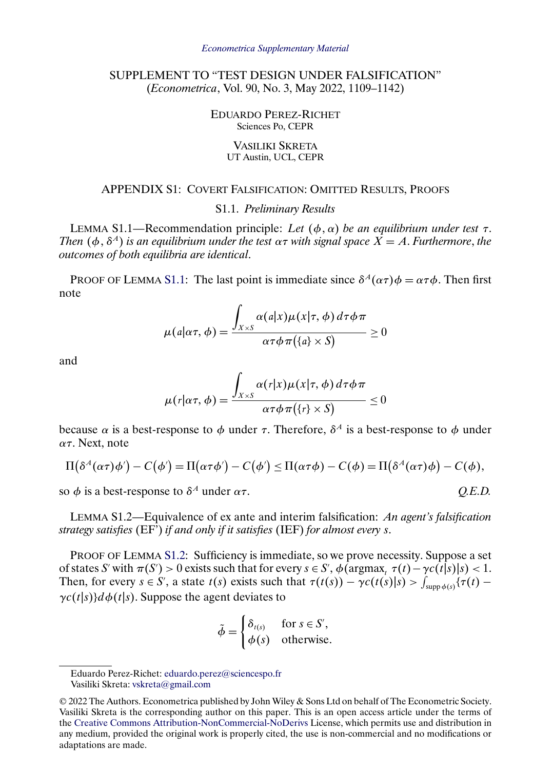# SUPPLEMENT TO "TEST DESIGN UNDER FALSIFICATION"

(*Econometrica*, Vol. 90, No. 3, May 2022, 1109–1142)

EDUARDO PEREZ-RICHET
Sciences Po, CEPR

VASILIKI SKRETA
UT Austin, UCL, CEPR

## APPENDIX S1: COVERT FALSIFICATION: OMITTED RESULTS, PROOFS

### S1.1. *Preliminary Results*

LEMMA S1.1—Recommendation principle: *Let $(\phi, \alpha)$ be an equilibrium under test $\tau$. Then $(\phi, \delta^A)$ is an equilibrium under the test $\alpha\tau$ with signal space $X = A$. Furthermore, the outcomes of both equilibria are identical.*

PROOF OF LEMMA S1.1: The last point is immediate since $\delta^A(\alpha\tau)\phi = \alpha\tau\phi$. Then first note

$$\mu(a|\alpha\tau, \phi) = \frac{\displaystyle\int_{X\times S} \alpha(a|x)\mu(x|\tau, \phi)\, d\tau\phi\pi}{\alpha\tau\phi\pi\big(\{a\}\times S\big)} \geq 0$$

and

$$\mu(r|\alpha\tau, \phi) = \frac{\displaystyle\int_{X\times S} \alpha(r|x)\mu(x|\tau, \phi)\, d\tau\phi\pi}{\alpha\tau\phi\pi\big(\{r\}\times S\big)} \leq 0$$

because $\alpha$ is a best-response to $\phi$ under $\tau$. Therefore, $\delta^A$ is a best-response to $\phi$ under $\alpha\tau$. Next, note

$$\Pi\big(\delta^A(\alpha\tau)\phi'\big) - C\big(\phi'\big) = \Pi\big(\alpha\tau\phi'\big) - C\big(\phi'\big) \leq \Pi(\alpha\tau\phi) - C(\phi) = \Pi\big(\delta^A(\alpha\tau)\phi\big) - C(\phi),$$

so $\phi$ is a best-response to $\delta^A$ under $\alpha\tau$. *Q.E.D.*

LEMMA S1.2—Equivalence of ex ante and interim falsification: *An agent's falsification strategy satisfies* (EF') *if and only if it satisfies* (IEF) *for almost every $s$.*

PROOF OF LEMMA S1.2: Sufficiency is immediate, so we prove necessity. Suppose a set of states $S'$ with $\pi(S') > 0$ exists such that for every $s \in S'$, $\phi(\text{argmax}_t\ \tau(t) - \gamma c(t|s)|s) < 1$. Then, for every $s \in S'$, a state $t(s)$ exists such that $\tau(t(s)) - \gamma c(t(s)|s) > \int_{\text{supp}\,\phi(s)} \{\tau(t) - \gamma c(t|s)\} d\phi(t|s)$. Suppose the agent deviates to

$$\tilde{\phi} = \begin{cases} \delta_{t(s)} & \text{for } s \in S', \\ \phi(s) & \text{otherwise.} \end{cases}$$

Eduardo Perez-Richet: eduardo.perez@sciencespo.fr
Vasiliki Skreta: vskreta@gmail.com

© 2022 The Authors. Econometrica published by John Wiley & Sons Ltd on behalf of The Econometric Society. Vasiliki Skreta is the corresponding author on this paper. This is an open access article under the terms of the Creative Commons Attribution-NonCommercial-NoDerivs License, which permits use and distribution in any medium, provided the original work is properly cited, the use is non-commercial and no modifications or adaptations are made.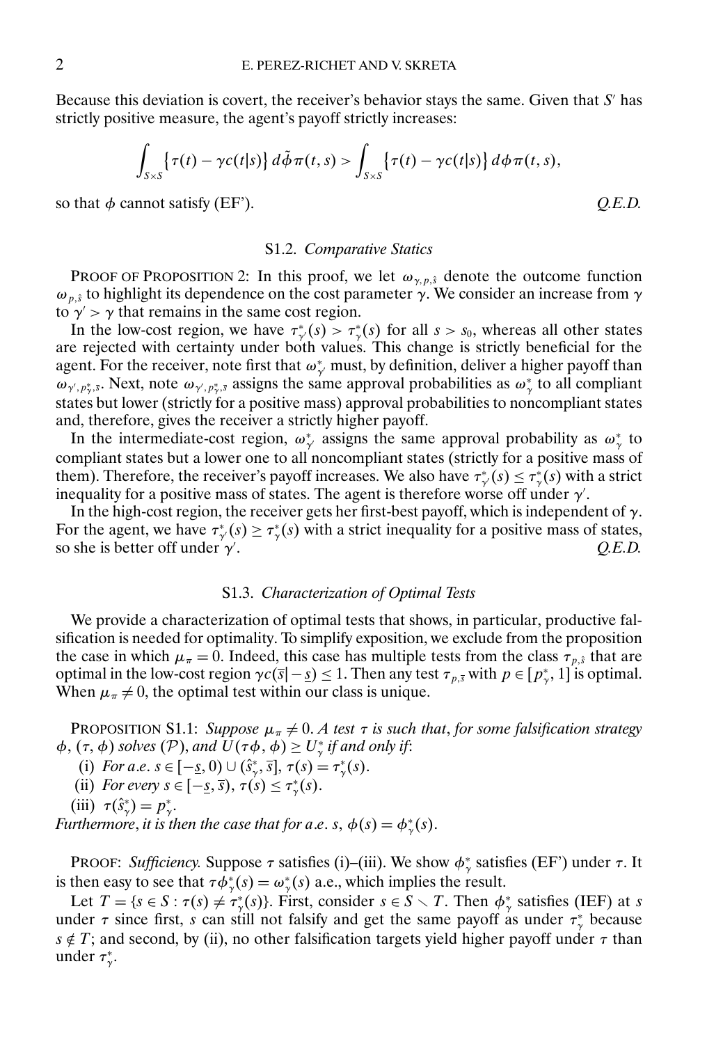Because this deviation is covert, the receiver's behavior stays the same. Given that $S'$ has strictly positive measure, the agent's payoff strictly increases:

$$\int_{S\times S}\{\tau(t)-\gamma c(t|s)\}\,d\tilde{\phi}\pi(t,s)>\int_{S\times S}\{\tau(t)-\gamma c(t|s)\}\,d\phi\pi(t,s),$$

so that $\phi$ cannot satisfy (EF'). *Q.E.D.*

### S1.2. *Comparative Statics*

PROOF OF PROPOSITION 2: In this proof, we let $\omega_{\gamma,p,\hat{s}}$ denote the outcome function $\omega_{p,\hat{s}}$ to highlight its dependence on the cost parameter $\gamma$. We consider an increase from $\gamma$ to $\gamma'>\gamma$ that remains in the same cost region.

In the low-cost region, we have $\tau^*_{\gamma'}(s)>\tau^*_{\gamma}(s)$ for all $s>s_0$, whereas all other states are rejected with certainty under both values. This change is strictly beneficial for the agent. For the receiver, note first that $\omega^*_{\gamma'}$ must, by definition, deliver a higher payoff than $\omega_{\gamma',p^*_{\gamma},\bar{s}}$. Next, note $\omega_{\gamma',p^*_{\gamma},\bar{s}}$ assigns the same approval probabilities as $\omega^*_{\gamma}$ to all compliant states but lower (strictly for a positive mass) approval probabilities to noncompliant states and, therefore, gives the receiver a strictly higher payoff.

In the intermediate-cost region, $\omega^*_{\gamma'}$ assigns the same approval probability as $\omega^*_{\gamma}$ to compliant states but a lower one to all noncompliant states (strictly for a positive mass of them). Therefore, the receiver's payoff increases. We also have $\tau^*_{\gamma'}(s)\le\tau^*_{\gamma}(s)$ with a strict inequality for a positive mass of states. The agent is therefore worse off under $\gamma'$.

In the high-cost region, the receiver gets her first-best payoff, which is independent of $\gamma$. For the agent, we have $\tau^*_{\gamma'}(s)\ge\tau^*_{\gamma}(s)$ with a strict inequality for a positive mass of states, so she is better off under $\gamma'$. *Q.E.D.*

### S1.3. *Characterization of Optimal Tests*

We provide a characterization of optimal tests that shows, in particular, productive falsification is needed for optimality. To simplify exposition, we exclude from the proposition the case in which $\mu_\pi=0$. Indeed, this case has multiple tests from the class $\tau_{p,\hat{s}}$ that are optimal in the low-cost region $\gamma c(\bar{s}|-\underline{s})\le 1$. Then any test $\tau_{p,\bar{s}}$ with $p\in[p^*_{\gamma},1]$ is optimal. When $\mu_\pi\neq 0$, the optimal test within our class is unique.

PROPOSITION S1.1: *Suppose $\mu_\pi\neq 0$. A test $\tau$ is such that, for some falsification strategy $\phi$, $(\tau,\phi)$ solves $(\mathcal{P})$, and $U(\tau\phi,\phi)\ge U^*_{\gamma}$ if and only if*:

(i) *For a.e. $s\in[-\underline{s},0)\cup(\hat{s}^*_{\gamma},\bar{s}]$, $\tau(s)=\tau^*_{\gamma}(s)$.*

(ii) *For every $s\in[-\underline{s},\bar{s})$, $\tau(s)\le\tau^*_{\gamma}(s)$.*

(iii) $\tau(\hat{s}^*_{\gamma})=p^*_{\gamma}$.

*Furthermore, it is then the case that for a.e. $s$, $\phi(s)=\phi^*_{\gamma}(s)$.*

PROOF: *Sufficiency.* Suppose $\tau$ satisfies (i)–(iii). We show $\phi^*_{\gamma}$ satisfies (EF') under $\tau$. It is then easy to see that $\tau\phi^*_{\gamma}(s)=\omega^*_{\gamma}(s)$ a.e., which implies the result.

Let $T=\{s\in S:\tau(s)\neq\tau^*_{\gamma}(s)\}$. First, consider $s\in S\setminus T$. Then $\phi^*_{\gamma}$ satisfies (IEF) at $s$ under $\tau$ since first, $s$ can still not falsify and get the same payoff as under $\tau^*_{\gamma}$ because $s\notin T$; and second, by (ii), no other falsification targets yield higher payoff under $\tau$ than under $\tau^*_{\gamma}$.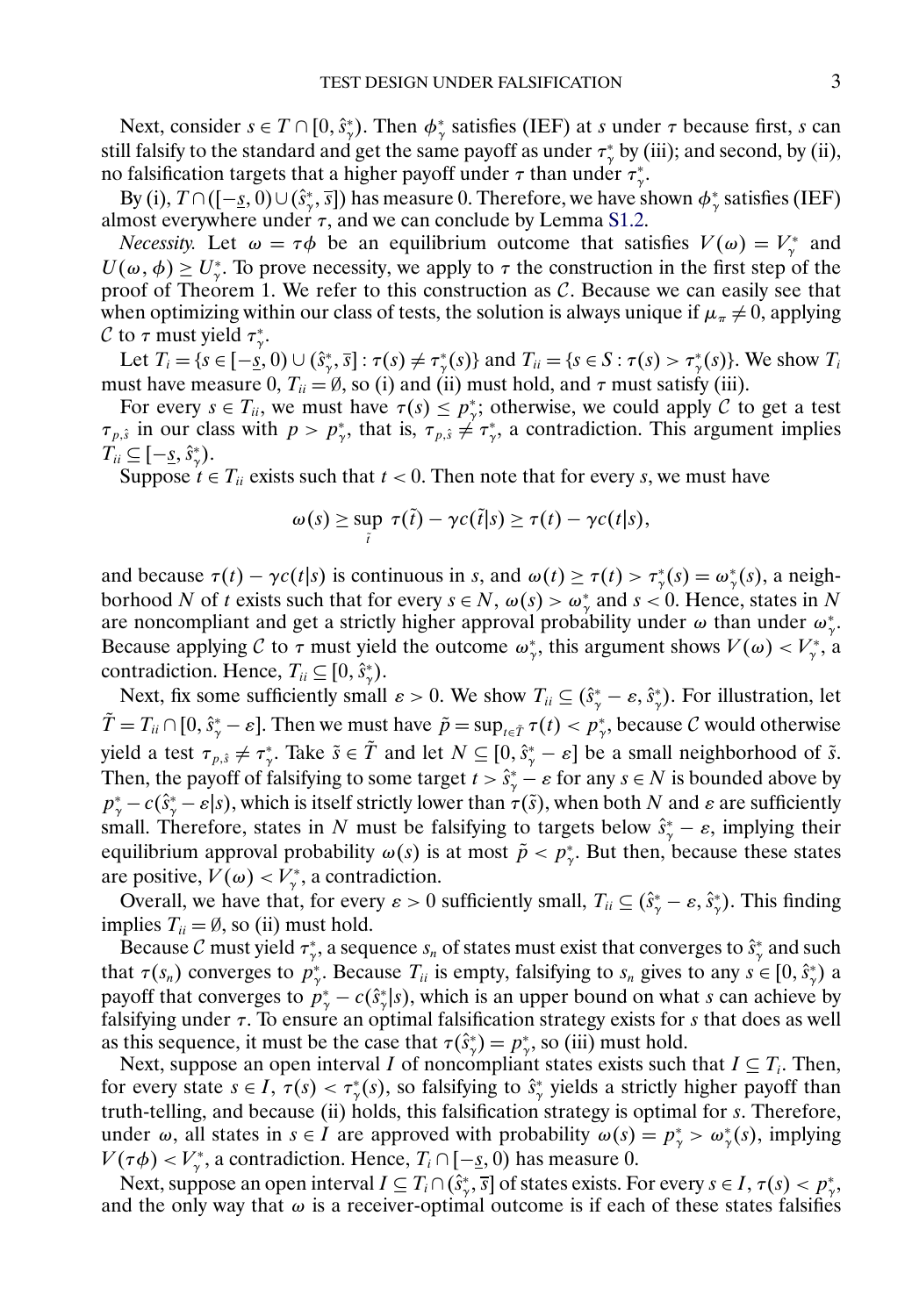Next, consider $s \in T \cap [0, \hat{s}^*_\gamma)$. Then $\phi^*_\gamma$ satisfies (IEF) at $s$ under $\tau$ because first, $s$ can still falsify to the standard and get the same payoff as under $\tau^*_\gamma$ by (iii); and second, by (ii), no falsification targets that a higher payoff under $\tau$ than under $\tau^*_\gamma$.

By (i), $T \cap ([-\underline{s}, 0) \cup (\hat{s}^*_\gamma, \overline{s}])$ has measure 0. Therefore, we have shown $\phi^*_\gamma$ satisfies (IEF) almost everywhere under $\tau$, and we can conclude by Lemma S1.2.

*Necessity.* Let $\omega = \tau\phi$ be an equilibrium outcome that satisfies $V(\omega) = V^*_\gamma$ and $U(\omega, \phi) \geq U^*_\gamma$. To prove necessity, we apply to $\tau$ the construction in the first step of the proof of Theorem 1. We refer to this construction as $\mathcal{C}$. Because we can easily see that when optimizing within our class of tests, the solution is always unique if $\mu_\pi \neq 0$, applying $\mathcal{C}$ to $\tau$ must yield $\tau^*_\gamma$.

Let $T_i = \{s \in [-\underline{s}, 0) \cup (\hat{s}^*_\gamma, \overline{s}] : \tau(s) \neq \tau^*_\gamma(s)\}$ and $T_{ii} = \{s \in S : \tau(s) > \tau^*_\gamma(s)\}$. We show $T_i$ must have measure 0, $T_{ii} = \emptyset$, so (i) and (ii) must hold, and $\tau$ must satisfy (iii).

For every $s \in T_{ii}$, we must have $\tau(s) \leq p^*_\gamma$; otherwise, we could apply $\mathcal{C}$ to get a test $\tau_{p,\hat{s}}$ in our class with $p > p^*_\gamma$, that is, $\tau_{p,\hat{s}} \neq \tau^*_\gamma$, a contradiction. This argument implies $T_{ii} \subseteq [-\underline{s}, \hat{s}^*_\gamma)$.

Suppose $t \in T_{ii}$ exists such that $t < 0$. Then note that for every $s$, we must have

$$\omega(s) \geq \sup_{\tilde{t}} \tau(\tilde{t}) - \gamma c(\tilde{t}|s) \geq \tau(t) - \gamma c(t|s),$$

and because $\tau(t) - \gamma c(t|s)$ is continuous in $s$, and $\omega(t) \geq \tau(t) > \tau^*_\gamma(s) = \omega^*_\gamma(s)$, a neighborhood $N$ of $t$ exists such that for every $s \in N$, $\omega(s) > \omega^*_\gamma$ and $s < 0$. Hence, states in $N$ are noncompliant and get a strictly higher approval probability under $\omega$ than under $\omega^*_\gamma$. Because applying $\mathcal{C}$ to $\tau$ must yield the outcome $\omega^*_\gamma$, this argument shows $V(\omega) < V^*_\gamma$, a contradiction. Hence, $T_{ii} \subseteq [0, \hat{s}^*_\gamma)$.

Next, fix some sufficiently small $\varepsilon > 0$. We show $T_{ii} \subseteq (\hat{s}^*_\gamma - \varepsilon, \hat{s}^*_\gamma)$. For illustration, let $\tilde{T} = T_{ii} \cap [0, \hat{s}^*_\gamma - \varepsilon]$. Then we must have $\tilde{p} = \sup_{t \in \tilde{T}} \tau(t) < p^*_\gamma$, because $\mathcal{C}$ would otherwise yield a test $\tau_{p,\hat{s}} \neq \tau^*_\gamma$. Take $\tilde{s} \in \tilde{T}$ and let $N \subseteq [0, \hat{s}^*_\gamma - \varepsilon]$ be a small neighborhood of $\tilde{s}$. Then, the payoff of falsifying to some target $t > \hat{s}^*_\gamma - \varepsilon$ for any $s \in N$ is bounded above by $p^*_\gamma - c(\hat{s}^*_\gamma - \varepsilon|s)$, which is itself strictly lower than $\tau(\tilde{s})$, when both $N$ and $\varepsilon$ are sufficiently small. Therefore, states in $N$ must be falsifying to targets below $\hat{s}^*_\gamma - \varepsilon$, implying their equilibrium approval probability $\omega(s)$ is at most $\tilde{p} < p^*_\gamma$. But then, because these states are positive, $V(\omega) < V^*_\gamma$, a contradiction.

Overall, we have that, for every $\varepsilon > 0$ sufficiently small, $T_{ii} \subseteq (\hat{s}^*_\gamma - \varepsilon, \hat{s}^*_\gamma)$. This finding implies $T_{ii} = \emptyset$, so (ii) must hold.

Because $\mathcal{C}$ must yield $\tau^*_\gamma$, a sequence $s_n$ of states must exist that converges to $\hat{s}^*_\gamma$ and such that $\tau(s_n)$ converges to $p^*_\gamma$. Because $T_{ii}$ is empty, falsifying to $s_n$ gives to any $s \in [0, \hat{s}^*_\gamma)$ a payoff that converges to $p^*_\gamma - c(\hat{s}^*_\gamma|s)$, which is an upper bound on what $s$ can achieve by falsifying under $\tau$. To ensure an optimal falsification strategy exists for $s$ that does as well as this sequence, it must be the case that $\tau(\hat{s}^*_\gamma) = p^*_\gamma$, so (iii) must hold.

Next, suppose an open interval $I$ of noncompliant states exists such that $I \subseteq T_i$. Then, for every state $s \in I$, $\tau(s) < \tau^*_\gamma(s)$, so falsifying to $\hat{s}^*_\gamma$ yields a strictly higher payoff than truth-telling, and because (ii) holds, this falsification strategy is optimal for $s$. Therefore, under $\omega$, all states in $s \in I$ are approved with probability $\omega(s) = p^*_\gamma > \omega^*_\gamma(s)$, implying $V(\tau\phi) < V^*_\gamma$, a contradiction. Hence, $T_i \cap [-\underline{s}, 0)$ has measure 0.

Next, suppose an open interval $I \subseteq T_i \cap (\hat{s}^*_\gamma, \overline{s}]$ of states exists. For every $s \in I$, $\tau(s) < p^*_\gamma$, and the only way that $\omega$ is a receiver-optimal outcome is if each of these states falsifies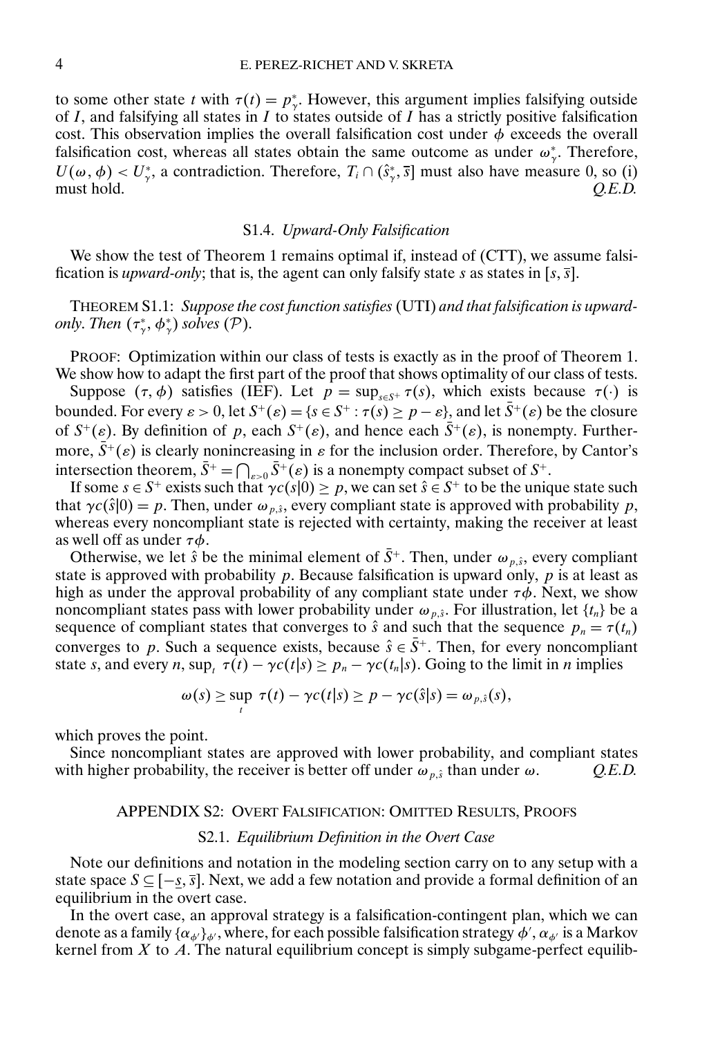to some other state $t$ with $\tau(t) = p^*_\gamma$. However, this argument implies falsifying outside of $I$, and falsifying all states in $I$ to states outside of $I$ has a strictly positive falsification cost. This observation implies the overall falsification cost under $\phi$ exceeds the overall falsification cost, whereas all states obtain the same outcome as under $\omega^*_\gamma$. Therefore, $U(\omega, \phi) < U^*_\gamma$, a contradiction. Therefore, $T_i \cap (\hat{s}^*_\gamma, \bar{s}]$ must also have measure 0, so (i) must hold. *Q.E.D.*

### S1.4. *Upward-Only Falsification*

We show the test of Theorem 1 remains optimal if, instead of (CTT), we assume falsification is *upward-only*; that is, the agent can only falsify state $s$ as states in $[s, \bar{s}]$.

THEOREM S1.1: *Suppose the cost function satisfies* (UTI) *and that falsification is upward-only. Then* $(\tau^*_\gamma, \phi^*_\gamma)$ *solves* $(\mathcal{P})$.

PROOF: Optimization within our class of tests is exactly as in the proof of Theorem 1. We show how to adapt the first part of the proof that shows optimality of our class of tests.

Suppose $(\tau, \phi)$ satisfies (IEF). Let $p = \sup_{s\in S^+} \tau(s)$, which exists because $\tau(\cdot)$ is bounded. For every $\varepsilon > 0$, let $S^+(\varepsilon) = \{s \in S^+ : \tau(s) \geq p - \varepsilon\}$, and let $\bar{S}^+(\varepsilon)$ be the closure of $S^+(\varepsilon)$. By definition of $p$, each $S^+(\varepsilon)$, and hence each $\bar{S}^+(\varepsilon)$, is nonempty. Furthermore, $\bar{S}^+(\varepsilon)$ is clearly nonincreasing in $\varepsilon$ for the inclusion order. Therefore, by Cantor's intersection theorem, $\bar{S}^+ = \bigcap_{\varepsilon>0} \bar{S}^+(\varepsilon)$ is a nonempty compact subset of $S^+$.

If some $s \in S^+$ exists such that $\gamma c(s|0) \geq p$, we can set $\hat{s} \in S^+$ to be the unique state such that $\gamma c(\hat{s}|0) = p$. Then, under $\omega_{p,\hat{s}}$, every compliant state is approved with probability $p$, whereas every noncompliant state is rejected with certainty, making the receiver at least as well off as under $\tau\phi$.

Otherwise, we let $\hat{s}$ be the minimal element of $\bar{S}^+$. Then, under $\omega_{p,\hat{s}}$, every compliant state is approved with probability $p$. Because falsification is upward only, $p$ is at least as high as under the approval probability of any compliant state under $\tau\phi$. Next, we show noncompliant states pass with lower probability under $\omega_{p,\hat{s}}$. For illustration, let $\{t_n\}$ be a sequence of compliant states that converges to $\hat{s}$ and such that the sequence $p_n = \tau(t_n)$ converges to $p$. Such a sequence exists, because $\hat{s} \in \bar{S}^+$. Then, for every noncompliant state $s$, and every $n$, $\sup_t \tau(t) - \gamma c(t|s) \geq p_n - \gamma c(t_n|s)$. Going to the limit in $n$ implies

$$\omega(s) \geq \sup_t \tau(t) - \gamma c(t|s) \geq p - \gamma c(\hat{s}|s) = \omega_{p,\hat{s}}(s),$$

which proves the point.

Since noncompliant states are approved with lower probability, and compliant states with higher probability, the receiver is better off under $\omega_{p,\hat{s}}$ than under $\omega$. *Q.E.D.*

## APPENDIX S2: OVERT FALSIFICATION: OMITTED RESULTS, PROOFS

### S2.1. *Equilibrium Definition in the Overt Case*

Note our definitions and notation in the modeling section carry on to any setup with a state space $S \subseteq [-\underline{s}, \bar{s}]$. Next, we add a few notation and provide a formal definition of an equilibrium in the overt case.

In the overt case, an approval strategy is a falsification-contingent plan, which we can denote as a family $\{\alpha_{\phi'}\}_{\phi'}$, where, for each possible falsification strategy $\phi'$, $\alpha_{\phi'}$ is a Markov kernel from $X$ to $A$. The natural equilibrium concept is simply subgame-perfect equilib-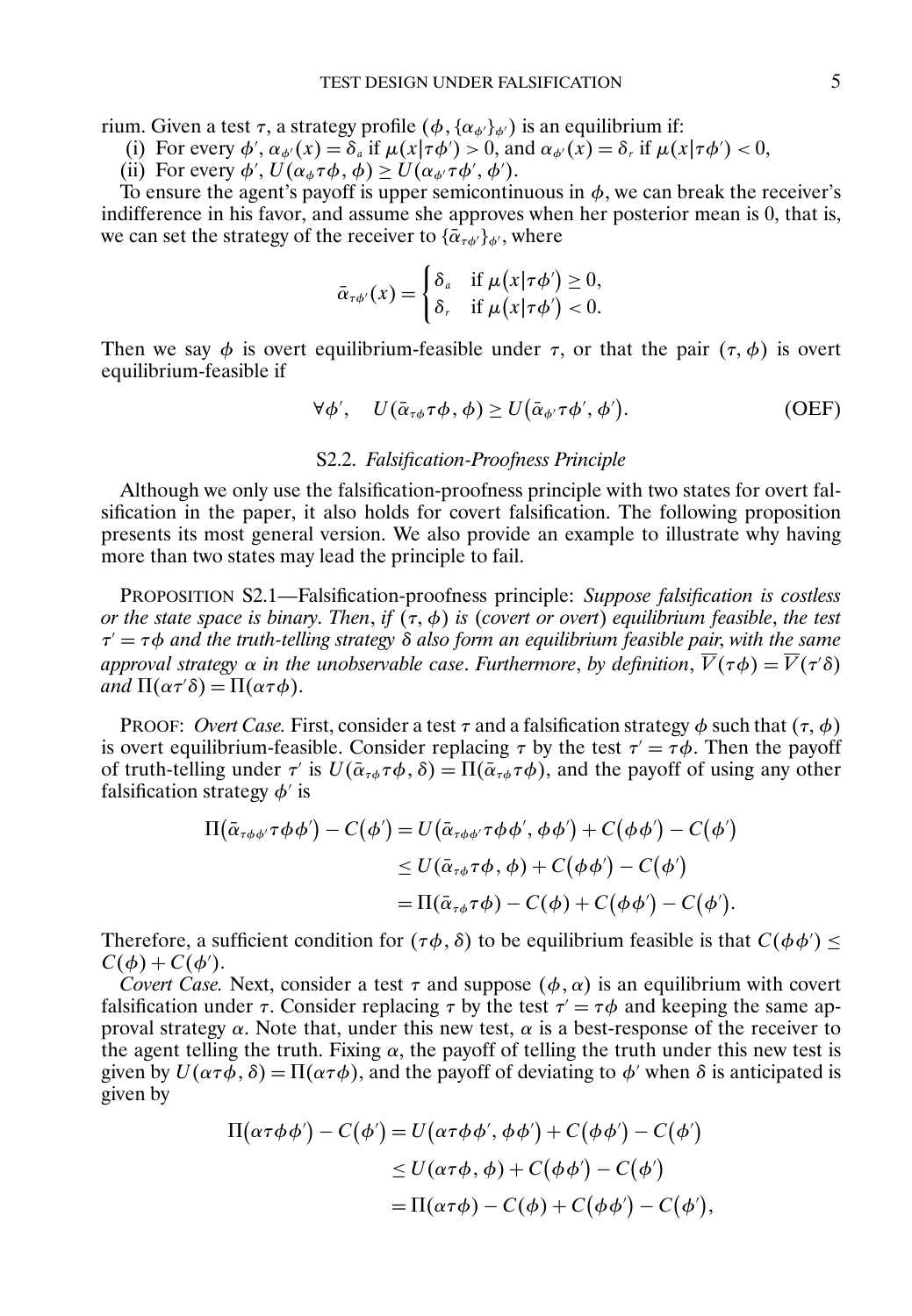rium. Given a test $\tau$, a strategy profile $(\phi, \{\alpha_{\phi'}\}_{\phi'})$ is an equilibrium if:

(i) For every $\phi'$, $\alpha_{\phi'}(x) = \delta_a$ if $\mu(x|\tau\phi') > 0$, and $\alpha_{\phi'}(x) = \delta_r$ if $\mu(x|\tau\phi') < 0$,

(ii) For every $\phi'$, $U(\alpha_\phi \tau\phi, \phi) \geq U(\alpha_{\phi'}\tau\phi', \phi')$.

To ensure the agent's payoff is upper semicontinuous in $\phi$, we can break the receiver's indifference in his favor, and assume she approves when her posterior mean is 0, that is, we can set the strategy of the receiver to $\{\bar{\alpha}_{\tau\phi'}\}_{\phi'}$, where

$$\bar{\alpha}_{\tau\phi'}(x) = \begin{cases} \delta_a & \text{if } \mu(x|\tau\phi') \geq 0, \\ \delta_r & \text{if } \mu(x|\tau\phi') < 0. \end{cases}$$

Then we say $\phi$ is overt equilibrium-feasible under $\tau$, or that the pair $(\tau, \phi)$ is overt equilibrium-feasible if

$$\forall \phi', \quad U(\bar{\alpha}_{\tau\phi}\tau\phi, \phi) \geq U(\bar{\alpha}_{\phi'}\tau\phi', \phi'). \tag{OEF}$$

### S2.2. *Falsification-Proofness Principle*

Although we only use the falsification-proofness principle with two states for overt falsification in the paper, it also holds for covert falsification. The following proposition presents its most general version. We also provide an example to illustrate why having more than two states may lead the principle to fail.

PROPOSITION S2.1—Falsification-proofness principle: *Suppose falsification is costless or the state space is binary. Then, if $(\tau, \phi)$ is (covert or overt) equilibrium feasible, the test $\tau' = \tau\phi$ and the truth-telling strategy $\delta$ also form an equilibrium feasible pair, with the same approval strategy $\alpha$ in the unobservable case. Furthermore, by definition, $\overline{V}(\tau\phi) = \overline{V}(\tau'\delta)$ and $\Pi(\alpha\tau'\delta) = \Pi(\alpha\tau\phi)$.*

PROOF: *Overt Case.* First, consider a test $\tau$ and a falsification strategy $\phi$ such that $(\tau, \phi)$ is overt equilibrium-feasible. Consider replacing $\tau$ by the test $\tau' = \tau\phi$. Then the payoff of truth-telling under $\tau'$ is $U(\bar{\alpha}_{\tau\phi}\tau\phi, \delta) = \Pi(\bar{\alpha}_{\tau\phi}\tau\phi)$, and the payoff of using any other falsification strategy $\phi'$ is

$$\begin{aligned}
\Pi(\bar{\alpha}_{\tau\phi\phi'}\tau\phi\phi') - C(\phi') &= U(\bar{\alpha}_{\tau\phi\phi'}\tau\phi\phi', \phi\phi') + C(\phi\phi') - C(\phi') \\
&\leq U(\bar{\alpha}_{\tau\phi}\tau\phi, \phi) + C(\phi\phi') - C(\phi') \\
&= \Pi(\bar{\alpha}_{\tau\phi}\tau\phi) - C(\phi) + C(\phi\phi') - C(\phi').
\end{aligned}$$

Therefore, a sufficient condition for $(\tau\phi, \delta)$ to be equilibrium feasible is that $C(\phi\phi') \leq C(\phi) + C(\phi')$.

*Covert Case.* Next, consider a test $\tau$ and suppose $(\phi, \alpha)$ is an equilibrium with covert falsification under $\tau$. Consider replacing $\tau$ by the test $\tau' = \tau\phi$ and keeping the same approval strategy $\alpha$. Note that, under this new test, $\alpha$ is a best-response of the receiver to the agent telling the truth. Fixing $\alpha$, the payoff of telling the truth under this new test is given by $U(\alpha\tau\phi, \delta) = \Pi(\alpha\tau\phi)$, and the payoff of deviating to $\phi'$ when $\delta$ is anticipated is given by

$$\begin{aligned}
\Pi(\alpha\tau\phi\phi') - C(\phi') &= U(\alpha\tau\phi\phi', \phi\phi') + C(\phi\phi') - C(\phi') \\
&\leq U(\alpha\tau\phi, \phi) + C(\phi\phi') - C(\phi') \\
&= \Pi(\alpha\tau\phi) - C(\phi) + C(\phi\phi') - C(\phi'),
\end{aligned}$$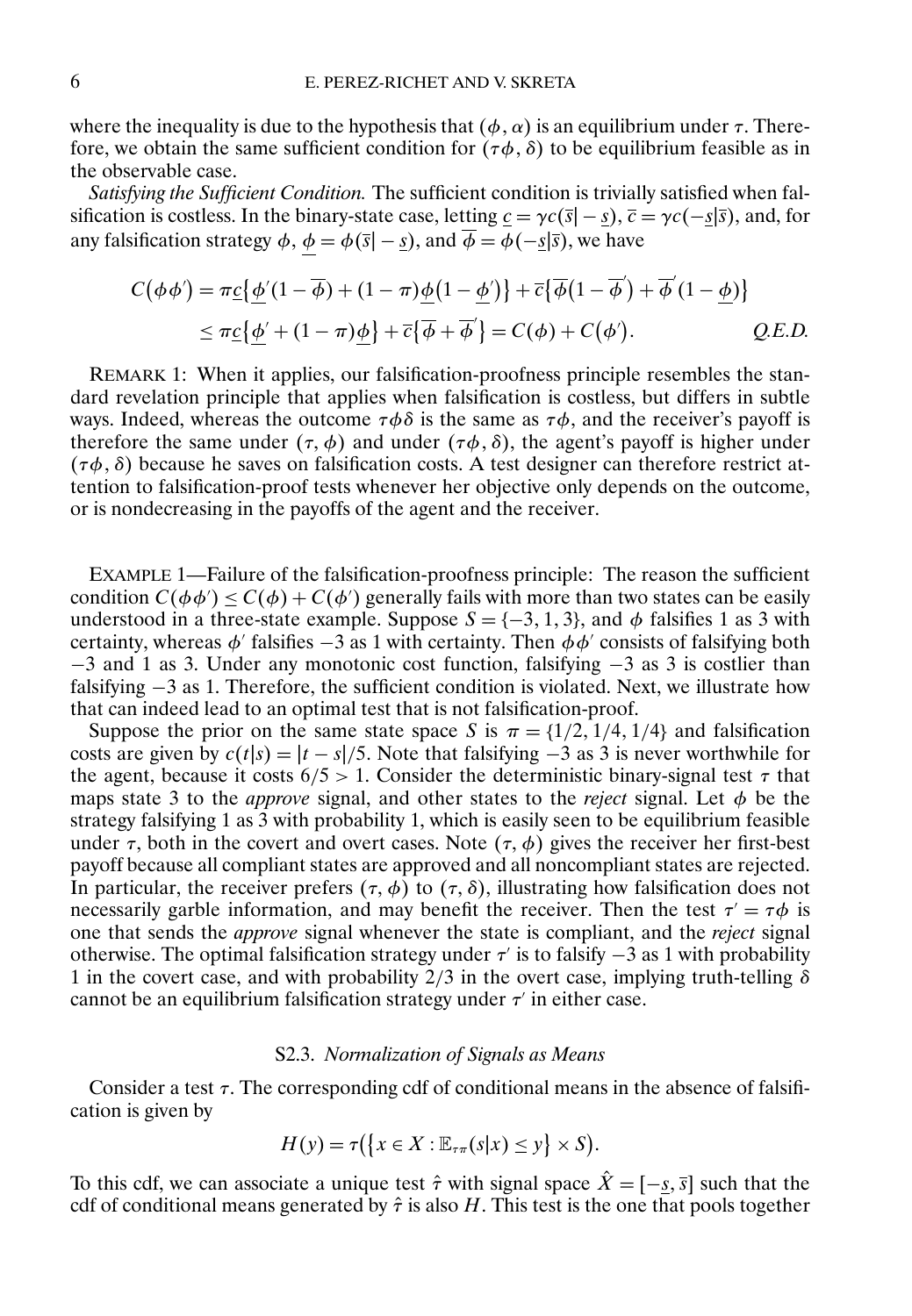where the inequality is due to the hypothesis that $(\phi, \alpha)$ is an equilibrium under $\tau$. Therefore, we obtain the same sufficient condition for $(\tau\phi, \delta)$ to be equilibrium feasible as in the observable case.

*Satisfying the Sufficient Condition.* The sufficient condition is trivially satisfied when falsification is costless. In the binary-state case, letting $\underline{c} = \gamma c(\overline{s}| - \underline{s})$, $\overline{c} = \gamma c(-\underline{s}|\overline{s})$, and, for any falsification strategy $\phi$, $\underline{\phi} = \phi(\overline{s}| - \underline{s})$, and $\overline{\phi} = \phi(-\underline{s}|\overline{s})$, we have

$$C(\phi\phi') = \pi\underline{c}\{\underline{\phi}'(1 - \overline{\phi}) + (1 - \pi)\underline{\phi}(1 - \underline{\phi}')\} + \overline{c}\{\overline{\phi}(1 - \overline{\phi}') + \overline{\phi}'(1 - \underline{\phi})\}$$
$$\leq \pi\underline{c}\{\underline{\phi}' + (1 - \pi)\underline{\phi}\} + \overline{c}\{\overline{\phi} + \overline{\phi}'\} = C(\phi) + C(\phi'). \qquad Q.E.D.$$

REMARK 1: When it applies, our falsification-proofness principle resembles the standard revelation principle that applies when falsification is costless, but differs in subtle ways. Indeed, whereas the outcome $\tau\phi\delta$ is the same as $\tau\phi$, and the receiver's payoff is therefore the same under $(\tau, \phi)$ and under $(\tau\phi, \delta)$, the agent's payoff is higher under $(\tau\phi, \delta)$ because he saves on falsification costs. A test designer can therefore restrict attention to falsification-proof tests whenever her objective only depends on the outcome, or is nondecreasing in the payoffs of the agent and the receiver.

EXAMPLE 1—Failure of the falsification-proofness principle: The reason the sufficient condition $C(\phi\phi') \leq C(\phi) + C(\phi')$ generally fails with more than two states can be easily understood in a three-state example. Suppose $S = \{-3, 1, 3\}$, and $\phi$ falsifies 1 as 3 with certainty, whereas $\phi'$ falsifies $-3$ as 1 with certainty. Then $\phi\phi'$ consists of falsifying both $-3$ and 1 as 3. Under any monotonic cost function, falsifying $-3$ as 3 is costlier than falsifying $-3$ as 1. Therefore, the sufficient condition is violated. Next, we illustrate how that can indeed lead to an optimal test that is not falsification-proof.

Suppose the prior on the same state space $S$ is $\pi = \{1/2, 1/4, 1/4\}$ and falsification costs are given by $c(t|s) = |t - s|/5$. Note that falsifying $-3$ as 3 is never worthwhile for the agent, because it costs $6/5 > 1$. Consider the deterministic binary-signal test $\tau$ that maps state 3 to the *approve* signal, and other states to the *reject* signal. Let $\phi$ be the strategy falsifying 1 as 3 with probability 1, which is easily seen to be equilibrium feasible under $\tau$, both in the covert and overt cases. Note $(\tau, \phi)$ gives the receiver her first-best payoff because all compliant states are approved and all noncompliant states are rejected. In particular, the receiver prefers $(\tau, \phi)$ to $(\tau, \delta)$, illustrating how falsification does not necessarily garble information, and may benefit the receiver. Then the test $\tau' = \tau\phi$ is one that sends the *approve* signal whenever the state is compliant, and the *reject* signal otherwise. The optimal falsification strategy under $\tau'$ is to falsify $-3$ as 1 with probability 1 in the covert case, and with probability $2/3$ in the overt case, implying truth-telling $\delta$ cannot be an equilibrium falsification strategy under $\tau'$ in either case.

### S2.3. *Normalization of Signals as Means*

Consider a test $\tau$. The corresponding cdf of conditional means in the absence of falsification is given by

$$H(y) = \tau(\{x \in X : \mathbb{E}_{\tau\pi}(s|x) \leq y\} \times S).$$

To this cdf, we can associate a unique test $\hat{\tau}$ with signal space $\hat{X} = [-\underline{s}, \overline{s}]$ such that the cdf of conditional means generated by $\hat{\tau}$ is also $H$. This test is the one that pools together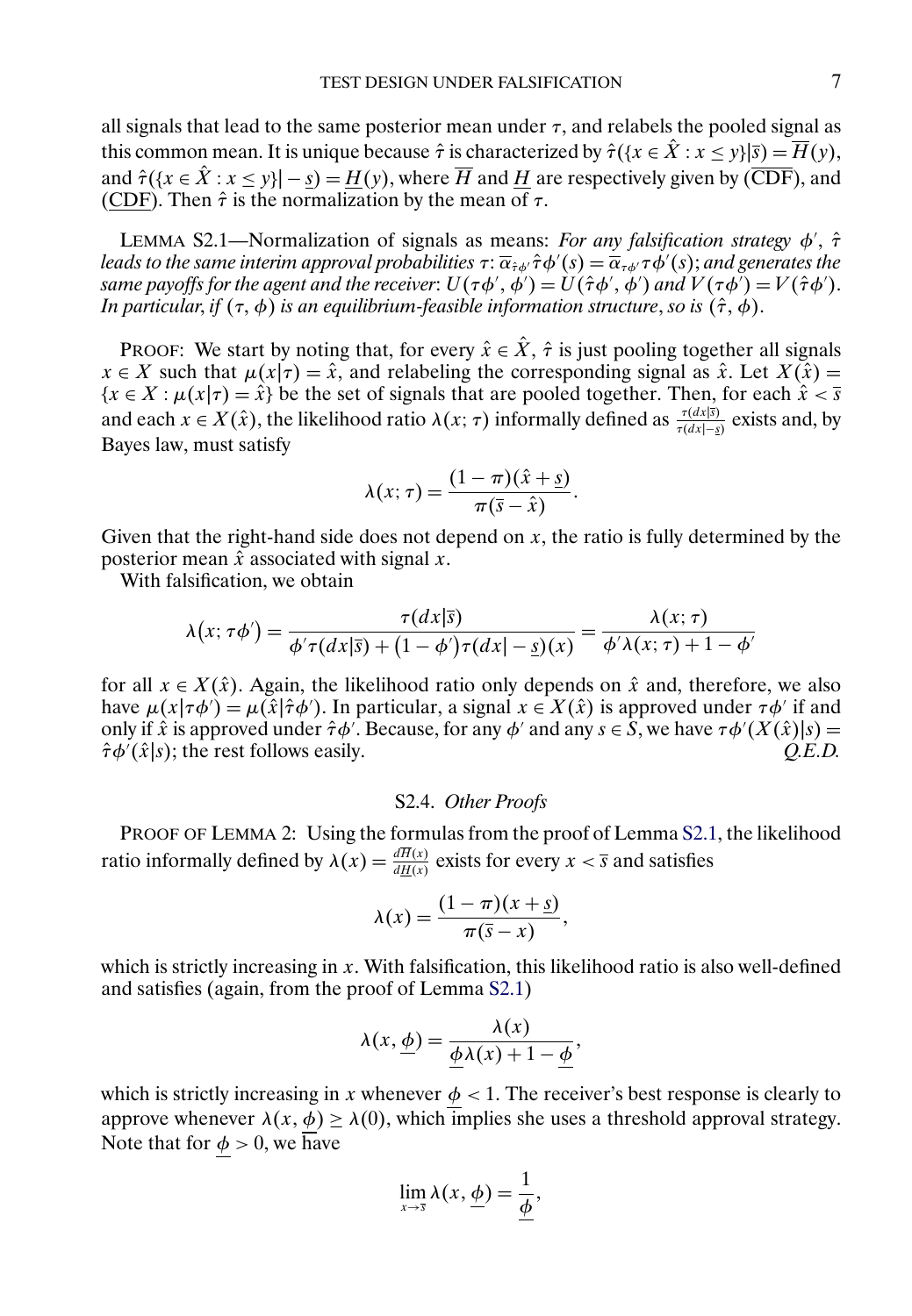all signals that lead to the same posterior mean under $\tau$, and relabels the pooled signal as this common mean. It is unique because $\hat{\tau}$ is characterized by $\hat{\tau}(\{x \in \hat{X} : x \leq y\}|\overline{s}) = \overline{H}(y)$, and $\hat{\tau}(\{x \in \hat{X} : x \leq y\}| - \underline{s}) = \underline{H}(y)$, where $\overline{H}$ and $\underline{H}$ are respectively given by ($\overline{\text{CDF}}$), and ($\underline{\text{CDF}}$). Then $\hat{\tau}$ is the normalization by the mean of $\tau$.

LEMMA S2.1—Normalization of signals as means: *For any falsification strategy $\phi'$, $\hat{\tau}$ leads to the same interim approval probabilities $\tau$: $\overline{\alpha}_{\hat{\tau}\phi'}\hat{\tau}\phi'(s) = \overline{\alpha}_{\tau\phi'}\tau\phi'(s)$; and generates the same payoffs for the agent and the receiver: $U(\tau\phi', \phi') = U(\hat{\tau}\phi', \phi')$ and $V(\tau\phi') = V(\hat{\tau}\phi')$. In particular, if $(\tau, \phi)$ is an equilibrium-feasible information structure, so is $(\hat{\tau}, \phi)$.*

PROOF: We start by noting that, for every $\hat{x} \in \hat{X}$, $\hat{\tau}$ is just pooling together all signals $x \in X$ such that $\mu(x|\tau) = \hat{x}$, and relabeling the corresponding signal as $\hat{x}$. Let $X(\hat{x}) = \{x \in X : \mu(x|\tau) = \hat{x}\}$ be the set of signals that are pooled together. Then, for each $\hat{x} < \overline{s}$ and each $x \in X(\hat{x})$, the likelihood ratio $\lambda(x; \tau)$ informally defined as $\frac{\tau(dx|\overline{s})}{\tau(dx|-\underline{s})}$ exists and, by Bayes law, must satisfy

$$\lambda(x; \tau) = \frac{(1-\pi)(\hat{x} + \underline{s})}{\pi(\overline{s} - \hat{x})}.$$

Given that the right-hand side does not depend on $x$, the ratio is fully determined by the posterior mean $\hat{x}$ associated with signal $x$.

With falsification, we obtain

$$\lambda(x; \tau\phi') = \frac{\tau(dx|\overline{s})}{\phi'\tau(dx|\overline{s}) + (1-\phi')\tau(dx|-\underline{s})(x)} = \frac{\lambda(x; \tau)}{\phi'\lambda(x; \tau) + 1 - \phi'}$$

for all $x \in X(\hat{x})$. Again, the likelihood ratio only depends on $\hat{x}$ and, therefore, we also have $\mu(x|\tau\phi') = \mu(\hat{x}|\hat{\tau}\phi')$. In particular, a signal $x \in X(\hat{x})$ is approved under $\tau\phi'$ if and only if $\hat{x}$ is approved under $\hat{\tau}\phi'$. Because, for any $\phi'$ and any $s \in S$, we have $\tau\phi'(X(\hat{x})|s) = \hat{\tau}\phi'(\hat{x}|s)$; the rest follows easily. *Q.E.D.*

## S2.4. *Other Proofs*

PROOF OF LEMMA 2: Using the formulas from the proof of Lemma S2.1, the likelihood ratio informally defined by $\lambda(x) = \frac{d\overline{H}(x)}{d\underline{H}(x)}$ exists for every $x < \overline{s}$ and satisfies

$$\lambda(x) = \frac{(1-\pi)(x + \underline{s})}{\pi(\overline{s} - x)},$$

which is strictly increasing in $x$. With falsification, this likelihood ratio is also well-defined and satisfies (again, from the proof of Lemma S2.1)

$$\lambda(x, \underline{\phi}) = \frac{\lambda(x)}{\underline{\phi}\lambda(x) + 1 - \underline{\phi}},$$

which is strictly increasing in $x$ whenever $\underline{\phi} < 1$. The receiver's best response is clearly to approve whenever $\lambda(x, \underline{\phi}) \geq \lambda(0)$, which implies she uses a threshold approval strategy. Note that for $\underline{\phi} > 0$, we have

$$\lim_{x \to \overline{s}} \lambda(x, \underline{\phi}) = \frac{1}{\underline{\phi}},$$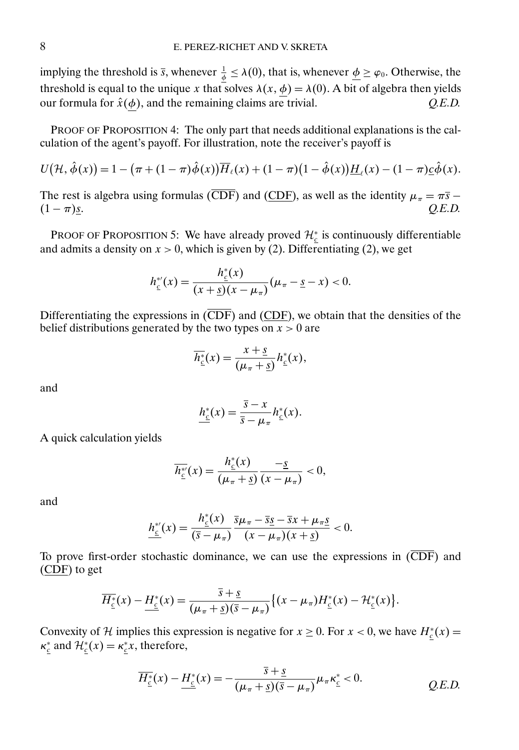implying the threshold is $\bar{s}$, whenever $\frac{1}{\underline{\phi}} \leq \lambda(0)$, that is, whenever $\underline{\phi} \geq \varphi_0$. Otherwise, the threshold is equal to the unique $x$ that solves $\lambda(x, \underline{\phi}) = \lambda(0)$. A bit of algebra then yields our formula for $\hat{x}(\underline{\phi})$, and the remaining claims are trivial. *Q.E.D.*

PROOF OF PROPOSITION 4: The only part that needs additional explanations is the calculation of the agent's payoff. For illustration, note the receiver's payoff is

$$U(\mathcal{H}, \hat{\phi}(x)) = 1 - (\pi + (1-\pi)\hat{\phi}(x))\overline{H}_\ell(x) + (1-\pi)(1-\hat{\phi}(x))\underline{H}_\ell(x) - (1-\pi)\underline{c}\hat{\phi}(x).$$

The rest is algebra using formulas ($\overline{\text{CDF}}$) and ($\underline{\text{CDF}}$), as well as the identity $\mu_\pi = \pi\bar{s} - (1-\pi)\underline{s}$. *Q.E.D.*

PROOF OF PROPOSITION 5: We have already proved $\mathcal{H}^*_{\underline{c}}$ is continuously differentiable and admits a density on $x > 0$, which is given by (2). Differentiating (2), we get

$$h^{*\prime}_{\underline{c}}(x) = \frac{h^*_{\underline{c}}(x)}{(x+\underline{s})(x-\mu_\pi)}(\mu_\pi - \underline{s} - x) < 0.$$

Differentiating the expressions in ($\overline{\text{CDF}}$) and ($\underline{\text{CDF}}$), we obtain that the densities of the belief distributions generated by the two types on $x > 0$ are

$$\overline{h^*_{\underline{c}}}(x) = \frac{x+\underline{s}}{(\mu_\pi + \underline{s})}h^*_{\underline{c}}(x),$$

and

$$\underline{h^*_{\underline{c}}}(x) = \frac{\bar{s}-x}{\bar{s}-\mu_\pi}h^*_{\underline{c}}(x).$$

A quick calculation yields

$$\overline{h^{*\prime}_{\underline{c}}}(x) = \frac{h^*_{\underline{c}}(x)}{(\mu_\pi + \underline{s})}\frac{-\underline{s}}{(x-\mu_\pi)} < 0,$$

and

$$\underline{h^{*\prime}_{\underline{c}}}(x) = \frac{h^*_{\underline{c}}(x)}{(\bar{s}-\mu_\pi)}\frac{\bar{s}\mu_\pi - \bar{s}\underline{s} - \bar{s}x + \mu_\pi\underline{s}}{(x-\mu_\pi)(x+\underline{s})} < 0.$$

To prove first-order stochastic dominance, we can use the expressions in ($\overline{\text{CDF}}$) and ($\underline{\text{CDF}}$) to get

$$\overline{H^*_{\underline{c}}}(x) - \underline{H^*_{\underline{c}}}(x) = \frac{\bar{s}+\underline{s}}{(\mu_\pi + \underline{s})(\bar{s}-\mu_\pi)}\{(x-\mu_\pi)H^*_{\underline{c}}(x) - \mathcal{H}^*_{\underline{c}}(x)\}.$$

Convexity of $\mathcal{H}$ implies this expression is negative for $x \geq 0$. For $x < 0$, we have $H^*_{\underline{c}}(x) = \kappa^*_{\underline{c}}$ and $\mathcal{H}^*_{\underline{c}}(x) = \kappa^*_{\underline{c}}x$, therefore,

$$\overline{H^*_{\underline{c}}}(x) - \underline{H^*_{\underline{c}}}(x) = -\frac{\bar{s}+\underline{s}}{(\mu_\pi + \underline{s})(\bar{s}-\mu_\pi)}\mu_\pi\kappa^*_{\underline{c}} < 0.$$

*Q.E.D.*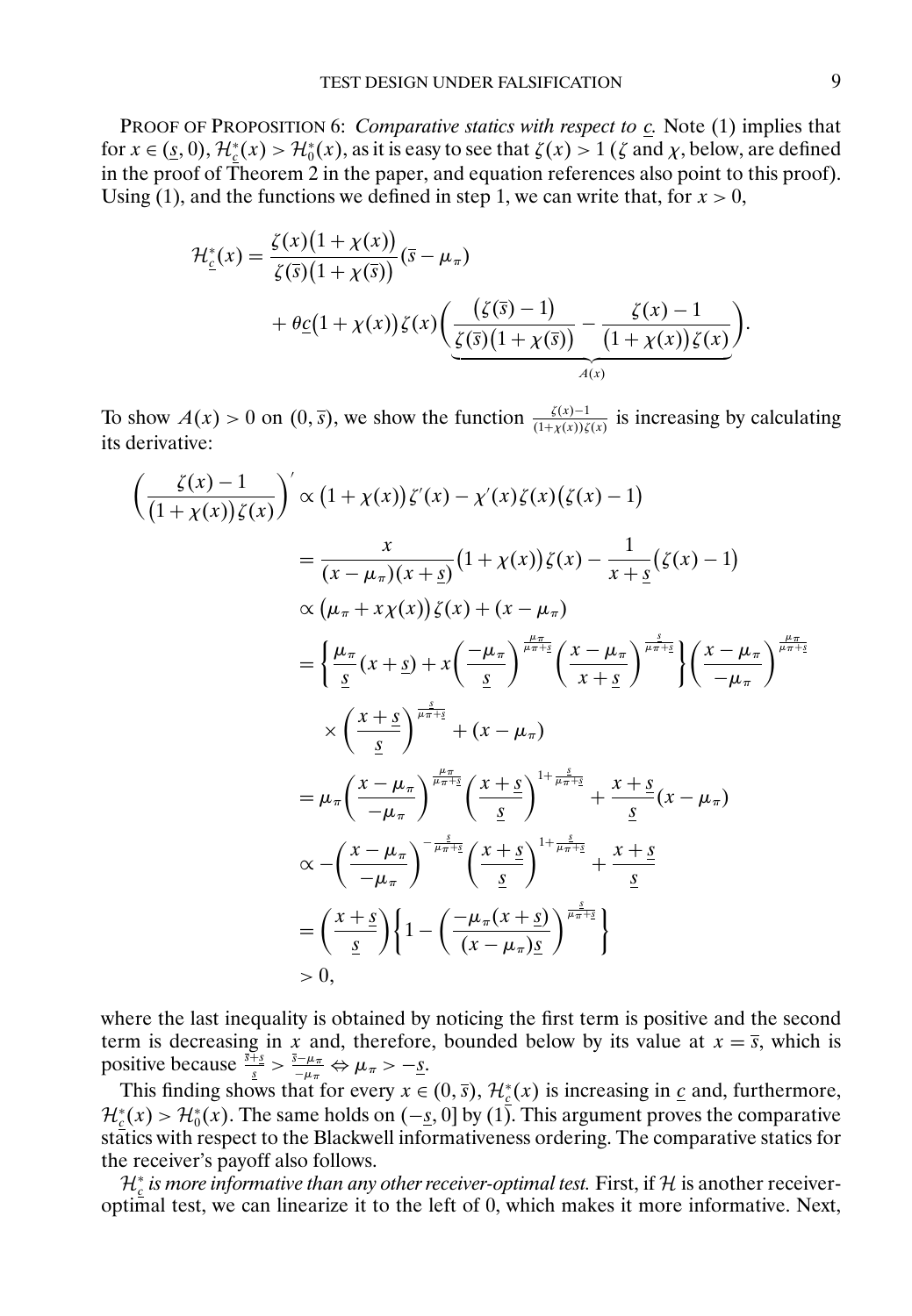PROOF OF PROPOSITION 6: *Comparative statics with respect to $\underline{c}$.* Note (1) implies that for $x \in (\underline{s}, 0)$, $\mathcal{H}^*_{\underline{c}}(x) > \mathcal{H}^*_0(x)$, as it is easy to see that $\zeta(x) > 1$ ($\zeta$ and $\chi$, below, are defined in the proof of Theorem 2 in the paper, and equation references also point to this proof). Using (1), and the functions we defined in step 1, we can write that, for $x > 0$,

$$\mathcal{H}^*_{\underline{c}}(x) = \frac{\zeta(x)\big(1+\chi(x)\big)}{\zeta(\overline{s})\big(1+\chi(\overline{s})\big)}(\overline{s}-\mu_\pi) + \theta\underline{c}\big(1+\chi(x)\big)\zeta(x)\underbrace{\left(\frac{\big(\zeta(\overline{s})-1\big)}{\zeta(\overline{s})\big(1+\chi(\overline{s})\big)} - \frac{\zeta(x)-1}{\big(1+\chi(x)\big)\zeta(x)}\right)}_{A(x)}.$$

To show $A(x) > 0$ on $(0, \overline{s})$, we show the function $\frac{\zeta(x)-1}{(1+\chi(x))\zeta(x)}$ is increasing by calculating its derivative:

$$\begin{aligned}
\left(\frac{\zeta(x)-1}{\big(1+\chi(x)\big)\zeta(x)}\right)' &\propto \big(1+\chi(x)\big)\zeta'(x) - \chi'(x)\zeta(x)\big(\zeta(x)-1\big) \\
&= \frac{x}{(x-\mu_\pi)(x+\underline{s})}\big(1+\chi(x)\big)\zeta(x) - \frac{1}{x+\underline{s}}\big(\zeta(x)-1\big) \\
&\propto \big(\mu_\pi + x\chi(x)\big)\zeta(x) + (x-\mu_\pi) \\
&= \left\{\frac{\mu_\pi}{\underline{s}}(x+\underline{s}) + x\left(\frac{-\mu_\pi}{\underline{s}}\right)^{\frac{\mu_\pi}{\mu_\pi+\underline{s}}}\left(\frac{x-\mu_\pi}{x+\underline{s}}\right)^{\frac{\underline{s}}{\mu_\pi+\underline{s}}}\right\}\left(\frac{x-\mu_\pi}{-\mu_\pi}\right)^{\frac{\mu_\pi}{\mu_\pi+\underline{s}}} \\
&\quad \times \left(\frac{x+\underline{s}}{\underline{s}}\right)^{\frac{\underline{s}}{\mu_\pi+\underline{s}}} + (x-\mu_\pi) \\
&= \mu_\pi\left(\frac{x-\mu_\pi}{-\mu_\pi}\right)^{\frac{\mu_\pi}{\mu_\pi+\underline{s}}}\left(\frac{x+\underline{s}}{\underline{s}}\right)^{1+\frac{\underline{s}}{\mu_\pi+\underline{s}}} + \frac{x+\underline{s}}{\underline{s}}(x-\mu_\pi) \\
&\propto -\left(\frac{x-\mu_\pi}{-\mu_\pi}\right)^{-\frac{\underline{s}}{\mu_\pi+\underline{s}}}\left(\frac{x+\underline{s}}{\underline{s}}\right)^{1+\frac{\underline{s}}{\mu_\pi+\underline{s}}} + \frac{x+\underline{s}}{\underline{s}} \\
&= \left(\frac{x+\underline{s}}{\underline{s}}\right)\left\{1 - \left(\frac{-\mu_\pi(x+\underline{s})}{(x-\mu_\pi)\underline{s}}\right)^{\frac{\underline{s}}{\mu_\pi+\underline{s}}}\right\} \\
&> 0,
\end{aligned}$$

where the last inequality is obtained by noticing the first term is positive and the second term is decreasing in $x$ and, therefore, bounded below by its value at $x = \overline{s}$, which is positive because $\frac{\overline{s}+\underline{s}}{\underline{s}} > \frac{\overline{s}-\mu_\pi}{-\mu_\pi} \Leftrightarrow \mu_\pi > -\underline{s}$.

This finding shows that for every $x \in (0, \overline{s})$, $\mathcal{H}^*_{\underline{c}}(x)$ is increasing in $\underline{c}$ and, furthermore, $\mathcal{H}^*_{\underline{c}}(x) > \mathcal{H}^*_0(x)$. The same holds on $(-\underline{s}, 0]$ by (1). This argument proves the comparative statics with respect to the Blackwell informativeness ordering. The comparative statics for the receiver's payoff also follows.

*$\mathcal{H}^*_{\underline{c}}$ is more informative than any other receiver-optimal test.* First, if $\mathcal{H}$ is another receiver-optimal test, we can linearize it to the left of 0, which makes it more informative. Next,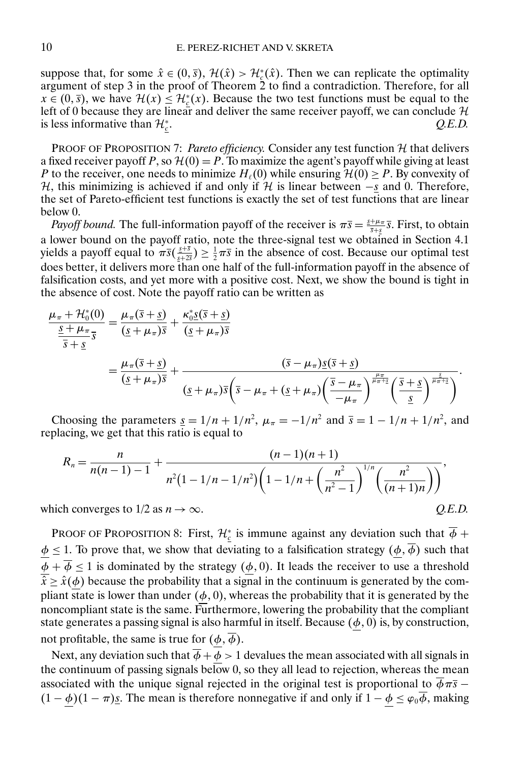suppose that, for some $\hat{x} \in (0, \overline{s})$, $\mathcal{H}(\hat{x}) > \mathcal{H}^*_{\underline{c}}(\hat{x})$. Then we can replicate the optimality argument of step 3 in the proof of Theorem 2 to find a contradiction. Therefore, for all $x \in (0, \overline{s})$, we have $\mathcal{H}(x) \leq \mathcal{H}^*_{\underline{c}}(x)$. Because the two test functions must be equal to the left of 0 because they are linear and deliver the same receiver payoff, we can conclude $\mathcal{H}$ is less informative than $\mathcal{H}^*_{\underline{c}}$. *Q.E.D.*

PROOF OF PROPOSITION 7: *Pareto efficiency.* Consider any test function $\mathcal{H}$ that delivers a fixed receiver payoff $P$, so $\mathcal{H}(0) = P$. To maximize the agent's payoff while giving at least $P$ to the receiver, one needs to minimize $H_\ell(0)$ while ensuring $\mathcal{H}(0) \geq P$. By convexity of $\mathcal{H}$, this minimizing is achieved if and only if $\mathcal{H}$ is linear between $-\underline{s}$ and 0. Therefore, the set of Pareto-efficient test functions is exactly the set of test functions that are linear below 0.

*Payoff bound.* The full-information payoff of the receiver is $\pi\overline{s} = \frac{\underline{s}+\mu_\pi}{\overline{s}+\underline{s}}\overline{s}$. First, to obtain a lower bound on the payoff ratio, note the three-signal test we obtained in Section 4.1 yields a payoff equal to $\pi\overline{s}(\frac{\underline{s}+\overline{s}}{\underline{s}+2\overline{s}}) \geq \frac{1}{2}\pi\overline{s}$ in the absence of cost. Because our optimal test does better, it delivers more than one half of the full-information payoff in the absence of falsification costs, and yet more with a positive cost. Next, we show the bound is tight in the absence of cost. Note the payoff ratio can be written as

$$
\begin{aligned}
\frac{\mu_\pi + \mathcal{H}^*_0(0)}{\dfrac{\underline{s}+\mu_\pi}{\overline{s}+\underline{s}}\overline{s}} &= \frac{\mu_\pi(\overline{s}+\underline{s})}{(\underline{s}+\mu_\pi)\overline{s}} + \frac{\kappa^*_0\underline{s}(\overline{s}+\underline{s})}{(\underline{s}+\mu_\pi)\overline{s}} \\
&= \frac{\mu_\pi(\overline{s}+\underline{s})}{(\underline{s}+\mu_\pi)\overline{s}} + \frac{(\overline{s}-\mu_\pi)\underline{s}(\overline{s}+\underline{s})}{(\underline{s}+\mu_\pi)\overline{s}\left(\overline{s}-\mu_\pi+(\underline{s}+\mu_\pi)\left(\dfrac{\overline{s}-\mu_\pi}{-\mu_\pi}\right)^{\frac{\mu_\pi}{\mu_\pi+\underline{s}}}\left(\dfrac{\overline{s}+\underline{s}}{\underline{s}}\right)^{\frac{\underline{s}}{\mu_\pi+\underline{s}}}\right)}.
\end{aligned}
$$

Choosing the parameters $\underline{s} = 1/n + 1/n^2$, $\mu_\pi = -1/n^2$ and $\overline{s} = 1 - 1/n + 1/n^2$, and replacing, we get that this ratio is equal to

$$
R_n = \frac{n}{n(n-1)-1} + \frac{(n-1)(n+1)}{n^2(1-1/n-1/n^2)\left(1-1/n+\left(\dfrac{n^2}{n^2-1}\right)^{1/n}\left(\dfrac{n^2}{(n+1)n}\right)\right)},
$$

which converges to 1/2 as $n \to \infty$. *Q.E.D.*

PROOF OF PROPOSITION 8: First, $\mathcal{H}^*_{\underline{c}}$ is immune against any deviation such that $\overline{\phi} + \underline{\phi} \leq 1$. To prove that, we show that deviating to a falsification strategy $(\underline{\phi}, \overline{\phi})$ such that $\underline{\phi} + \overline{\phi} \leq 1$ is dominated by the strategy $(\underline{\phi}, 0)$. It leads the receiver to use a threshold $\hat{x} \geq \hat{x}(\underline{\phi})$ because the probability that a signal in the continuum is generated by the compliant state is lower than under $(\underline{\phi}, 0)$, whereas the probability that it is generated by the noncompliant state is the same. Furthermore, lowering the probability that the compliant state generates a passing signal is also harmful in itself. Because $(\underline{\phi}, 0)$ is, by construction, not profitable, the same is true for $(\underline{\phi}, \overline{\phi})$.

Next, any deviation such that $\overline{\phi} + \underline{\phi} > 1$ devalues the mean associated with all signals in the continuum of passing signals below 0, so they all lead to rejection, whereas the mean associated with the unique signal rejected in the original test is proportional to $\overline{\phi}\pi\overline{s} - (1-\underline{\phi})(1-\pi)\underline{s}$. The mean is therefore nonnegative if and only if $1 - \underline{\phi} \leq \varphi_0\overline{\phi}$, making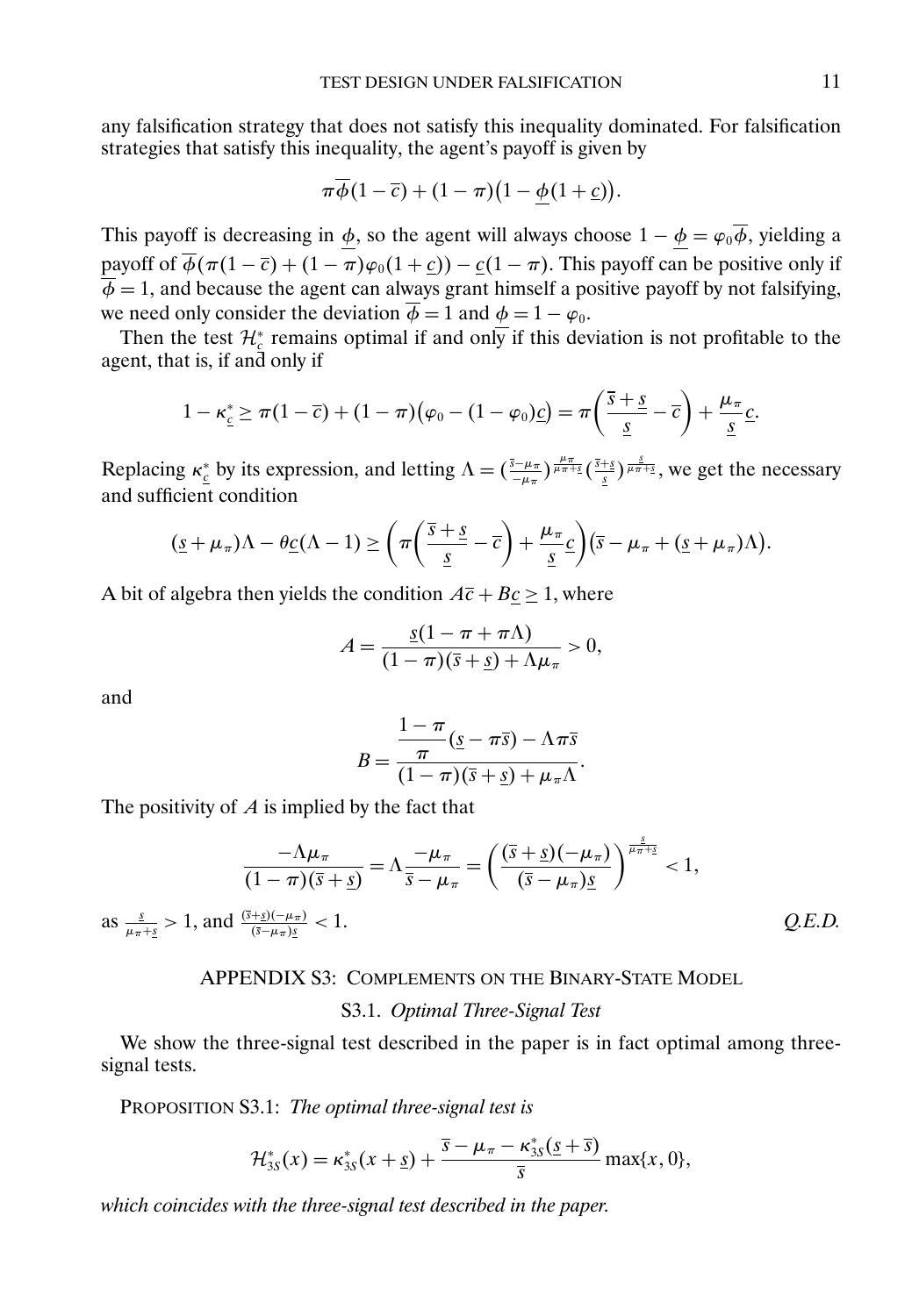any falsification strategy that does not satisfy this inequality dominated. For falsification strategies that satisfy this inequality, the agent's payoff is given by

$$\pi\overline{\phi}(1-\overline{c}) + (1-\pi)\big(1-\underline{\phi}(1+\underline{c})\big).$$

This payoff is decreasing in $\underline{\phi}$, so the agent will always choose $1-\underline{\phi} = \varphi_0\overline{\phi}$, yielding a payoff of $\overline{\phi}(\pi(1-\overline{c}) + (1-\pi)\varphi_0(1+\underline{c})) - \underline{c}(1-\pi)$. This payoff can be positive only if $\overline{\phi} = 1$, and because the agent can always grant himself a positive payoff by not falsifying, we need only consider the deviation $\overline{\phi} = 1$ and $\underline{\phi} = 1-\varphi_0$.

Then the test $\mathcal{H}^*_{\underline{c}}$ remains optimal if and only if this deviation is not profitable to the agent, that is, if and only if

$$1-\kappa^*_{\underline{c}} \geq \pi(1-\overline{c}) + (1-\pi)\big(\varphi_0 - (1-\varphi_0)\underline{c}\big) = \pi\left(\frac{\overline{s}+\underline{s}}{\underline{s}} - \overline{c}\right) + \frac{\mu_\pi}{\underline{s}}\underline{c}.$$

Replacing $\kappa^*_{\underline{c}}$ by its expression, and letting $\Lambda = (\frac{\overline{s}-\mu_\pi}{-\mu_\pi})^{\frac{\mu_\pi}{\mu_\pi+\underline{s}}}(\frac{\overline{s}+\underline{s}}{\underline{s}})^{\frac{\underline{s}}{\mu_\pi+\underline{s}}}$, we get the necessary and sufficient condition

$$(\underline{s}+\mu_\pi)\Lambda - \theta\underline{c}(\Lambda-1) \geq \left(\pi\left(\frac{\overline{s}+\underline{s}}{\underline{s}} - \overline{c}\right) + \frac{\mu_\pi}{\underline{s}}\underline{c}\right)\big(\overline{s} - \mu_\pi + (\underline{s}+\mu_\pi)\Lambda\big).$$

A bit of algebra then yields the condition $A\overline{c} + B\underline{c} \geq 1$, where

$$A = \frac{\underline{s}(1-\pi+\pi\Lambda)}{(1-\pi)(\overline{s}+\underline{s}) + \Lambda\mu_\pi} > 0,$$

and

$$B = \frac{\dfrac{1-\pi}{\pi}(\underline{s} - \pi\overline{s}) - \Lambda\pi\overline{s}}{(1-\pi)(\overline{s}+\underline{s}) + \mu_\pi\Lambda}.$$

The positivity of $A$ is implied by the fact that

$$\frac{-\Lambda\mu_\pi}{(1-\pi)(\overline{s}+\underline{s})} = \Lambda\frac{-\mu_\pi}{\overline{s}-\mu_\pi} = \left(\frac{(\overline{s}+\underline{s})(-\mu_\pi)}{(\overline{s}-\mu_\pi)\underline{s}}\right)^{\frac{\underline{s}}{\mu_\pi+\underline{s}}} < 1,$$

as $\frac{\underline{s}}{\mu_\pi+\underline{s}} > 1$, and $\frac{(\overline{s}+\underline{s})(-\mu_\pi)}{(\overline{s}-\mu_\pi)\underline{s}} < 1$. *Q.E.D.*

## APPENDIX S3: COMPLEMENTS ON THE BINARY-STATE MODEL

### S3.1. *Optimal Three-Signal Test*

We show the three-signal test described in the paper is in fact optimal among three-signal tests.

PROPOSITION S3.1: *The optimal three-signal test is*

$$\mathcal{H}^*_{3S}(x) = \kappa^*_{3S}(x+\underline{s}) + \frac{\overline{s} - \mu_\pi - \kappa^*_{3S}(\underline{s}+\overline{s})}{\overline{s}}\max\{x, 0\},$$

*which coincides with the three-signal test described in the paper.*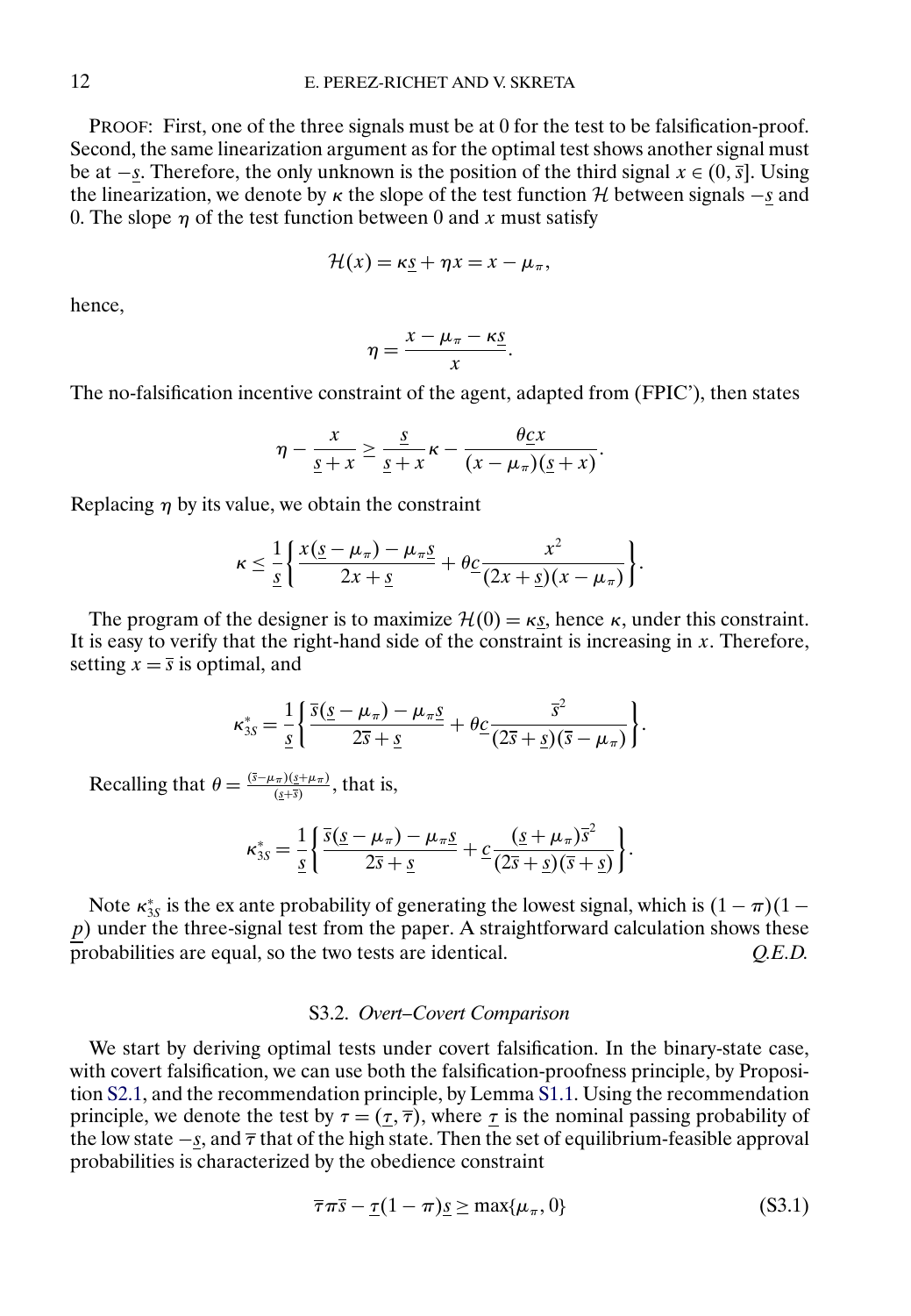PROOF: First, one of the three signals must be at 0 for the test to be falsification-proof. Second, the same linearization argument as for the optimal test shows another signal must be at $-\underline{s}$. Therefore, the only unknown is the position of the third signal $x \in (0, \overline{s}]$. Using the linearization, we denote by $\kappa$ the slope of the test function $\mathcal{H}$ between signals $-\underline{s}$ and 0. The slope $\eta$ of the test function between 0 and $x$ must satisfy

$$\mathcal{H}(x) = \kappa \underline{s} + \eta x = x - \mu_\pi,$$

hence,

$$\eta = \frac{x - \mu_\pi - \kappa \underline{s}}{x}.$$

The no-falsification incentive constraint of the agent, adapted from (FPIC'), then states

$$\eta - \frac{x}{\underline{s} + x} \geq \frac{\underline{s}}{\underline{s} + x}\kappa - \frac{\theta \underline{c} x}{(x - \mu_\pi)(\underline{s} + x)}.$$

Replacing $\eta$ by its value, we obtain the constraint

$$\kappa \leq \frac{1}{\underline{s}}\left\{\frac{x(\underline{s} - \mu_\pi) - \mu_\pi \underline{s}}{2x + \underline{s}} + \theta \underline{c}\frac{x^2}{(2x + \underline{s})(x - \mu_\pi)}\right\}.$$

The program of the designer is to maximize $\mathcal{H}(0) = \kappa \underline{s}$, hence $\kappa$, under this constraint. It is easy to verify that the right-hand side of the constraint is increasing in $x$. Therefore, setting $x = \overline{s}$ is optimal, and

$$\kappa^*_{3S} = \frac{1}{\underline{s}}\left\{\frac{\overline{s}(\underline{s} - \mu_\pi) - \mu_\pi \underline{s}}{2\overline{s} + \underline{s}} + \theta \underline{c}\frac{\overline{s}^2}{(2\overline{s} + \underline{s})(\overline{s} - \mu_\pi)}\right\}.$$

Recalling that $\theta = \frac{(\overline{s} - \mu_\pi)(\underline{s} + \mu_\pi)}{(\underline{s} + \overline{s})}$, that is,

$$\kappa^*_{3S} = \frac{1}{\underline{s}}\left\{\frac{\overline{s}(\underline{s} - \mu_\pi) - \mu_\pi \underline{s}}{2\overline{s} + \underline{s}} + \underline{c}\frac{(\underline{s} + \mu_\pi)\overline{s}^2}{(2\overline{s} + \underline{s})(\overline{s} + \underline{s})}\right\}.$$

Note $\kappa^*_{3S}$ is the ex ante probability of generating the lowest signal, which is $(1 - \pi)(1 - \underline{p})$ under the three-signal test from the paper. A straightforward calculation shows these probabilities are equal, so the two tests are identical. *Q.E.D.*

### S3.2. *Overt–Covert Comparison*

We start by deriving optimal tests under covert falsification. In the binary-state case, with covert falsification, we can use both the falsification-proofness principle, by Proposition S2.1, and the recommendation principle, by Lemma S1.1. Using the recommendation principle, we denote the test by $\tau = (\underline{\tau}, \overline{\tau})$, where $\underline{\tau}$ is the nominal passing probability of the low state $-\underline{s}$, and $\overline{\tau}$ that of the high state. Then the set of equilibrium-feasible approval probabilities is characterized by the obedience constraint

$$\overline{\tau}\pi\overline{s} - \underline{\tau}(1 - \pi)\underline{s} \geq \max\{\mu_\pi, 0\} \tag{S3.1}$$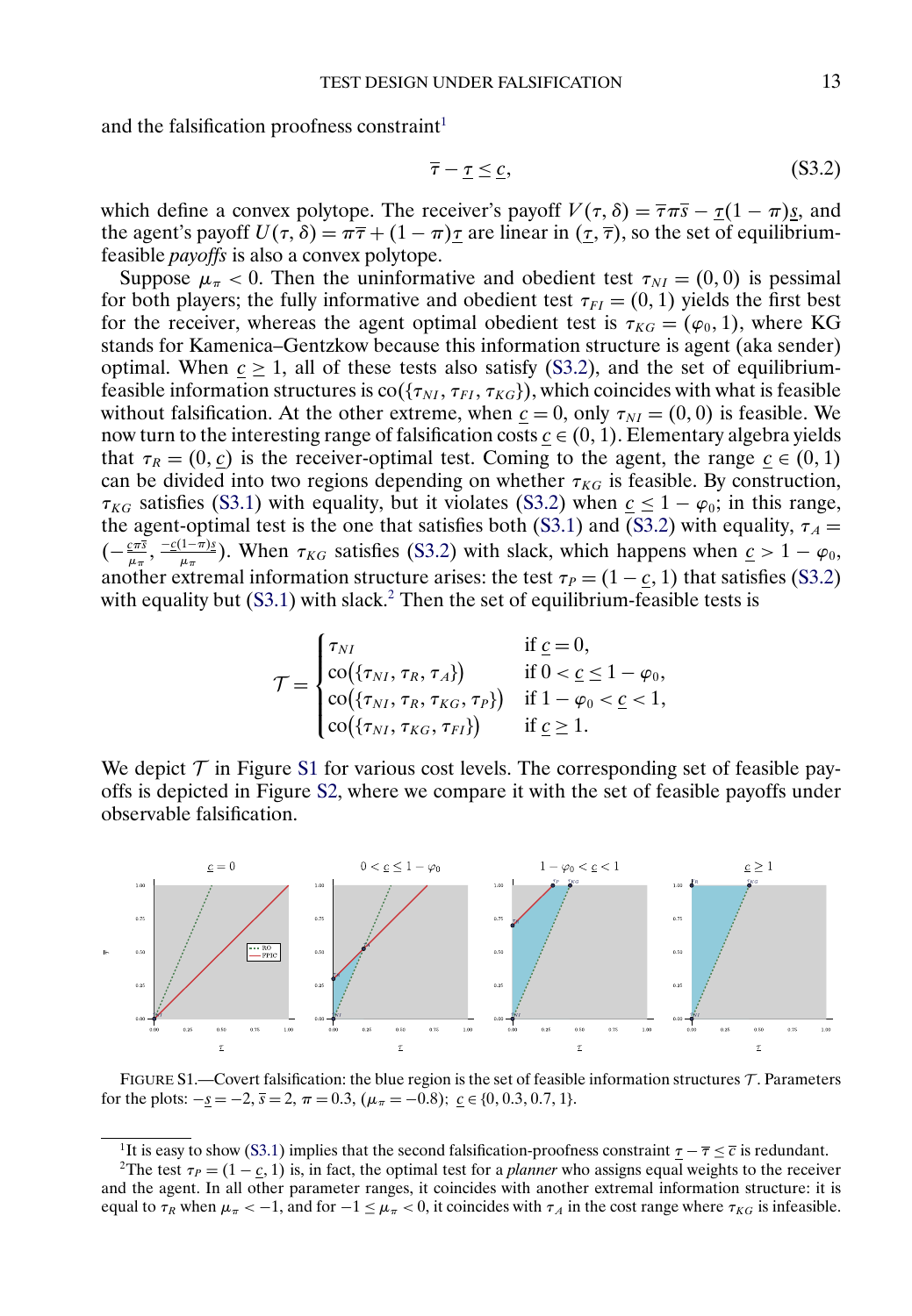and the falsification proofness constraint[1]

$$\overline{\tau} - \underline{\tau} \leq \underline{c}, \tag{S3.2}$$

which define a convex polytope. The receiver's payoff $V(\tau, \delta) = \overline{\tau}\pi\overline{s} - \underline{\tau}(1-\pi)\underline{s}$, and the agent's payoff $U(\tau, \delta) = \pi\overline{\tau} + (1-\pi)\underline{\tau}$ are linear in $(\underline{\tau}, \overline{\tau})$, so the set of equilibrium-feasible *payoffs* is also a convex polytope.

Suppose $\mu_\pi < 0$. Then the uninformative and obedient test $\tau_{NI} = (0, 0)$ is pessimal for both players; the fully informative and obedient test $\tau_{FI} = (0, 1)$ yields the first best for the receiver, whereas the agent optimal obedient test is $\tau_{KG} = (\varphi_0, 1)$, where KG stands for Kamenica–Gentzkow because this information structure is agent (aka sender) optimal. When $\underline{c} \geq 1$, all of these tests also satisfy (S3.2), and the set of equilibrium-feasible information structures is $\text{co}(\{\tau_{NI}, \tau_{FI}, \tau_{KG}\})$, which coincides with what is feasible without falsification. At the other extreme, when $\underline{c} = 0$, only $\tau_{NI} = (0, 0)$ is feasible. We now turn to the interesting range of falsification costs $\underline{c} \in (0, 1)$. Elementary algebra yields that $\tau_R = (0, \underline{c})$ is the receiver-optimal test. Coming to the agent, the range $\underline{c} \in (0, 1)$ can be divided into two regions depending on whether $\tau_{KG}$ is feasible. By construction, $\tau_{KG}$ satisfies (S3.1) with equality, but it violates (S3.2) when $\underline{c} \leq 1 - \varphi_0$; in this range, the agent-optimal test is the one that satisfies both (S3.1) and (S3.2) with equality, $\tau_A = (-\frac{\underline{c}\pi\overline{s}}{\mu_\pi}, \frac{-\underline{c}(1-\pi)\underline{s}}{\mu_\pi})$. When $\tau_{KG}$ satisfies (S3.2) with slack, which happens when $\underline{c} > 1 - \varphi_0$, another extremal information structure arises: the test $\tau_P = (1 - \underline{c}, 1)$ that satisfies (S3.2) with equality but (S3.1) with slack.[2] Then the set of equilibrium-feasible tests is

$$\mathcal{T} = \begin{cases} \tau_{NI} & \text{if } \underline{c} = 0, \\ \text{co}(\{\tau_{NI}, \tau_R, \tau_A\}) & \text{if } 0 < \underline{c} \leq 1 - \varphi_0, \\ \text{co}(\{\tau_{NI}, \tau_R, \tau_{KG}, \tau_P\}) & \text{if } 1 - \varphi_0 < \underline{c} < 1, \\ \text{co}(\{\tau_{NI}, \tau_{KG}, \tau_{FI}\}) & \text{if } \underline{c} \geq 1. \end{cases}$$

We depict $\mathcal{T}$ in Figure S1 for various cost levels. The corresponding set of feasible payoffs is depicted in Figure S2, where we compare it with the set of feasible payoffs under observable falsification.

FIGURE S1.—Covert falsification: the blue region is the set of feasible information structures $\mathcal{T}$. Parameters for the plots: $-\underline{s} = -2$, $\overline{s} = 2$, $\pi = 0.3$, $(\mu_\pi = -0.8)$; $\underline{c} \in \{0, 0.3, 0.7, 1\}$.

[1] It is easy to show (S3.1) implies that the second falsification-proofness constraint $\underline{\tau} - \overline{\tau} \leq \overline{c}$ is redundant.

[2] The test $\tau_P = (1 - \underline{c}, 1)$ is, in fact, the optimal test for a *planner* who assigns equal weights to the receiver and the agent. In all other parameter ranges, it coincides with another extremal information structure: it is equal to $\tau_R$ when $\mu_\pi < -1$, and for $-1 \leq \mu_\pi < 0$, it coincides with $\tau_A$ in the cost range where $\tau_{KG}$ is infeasible.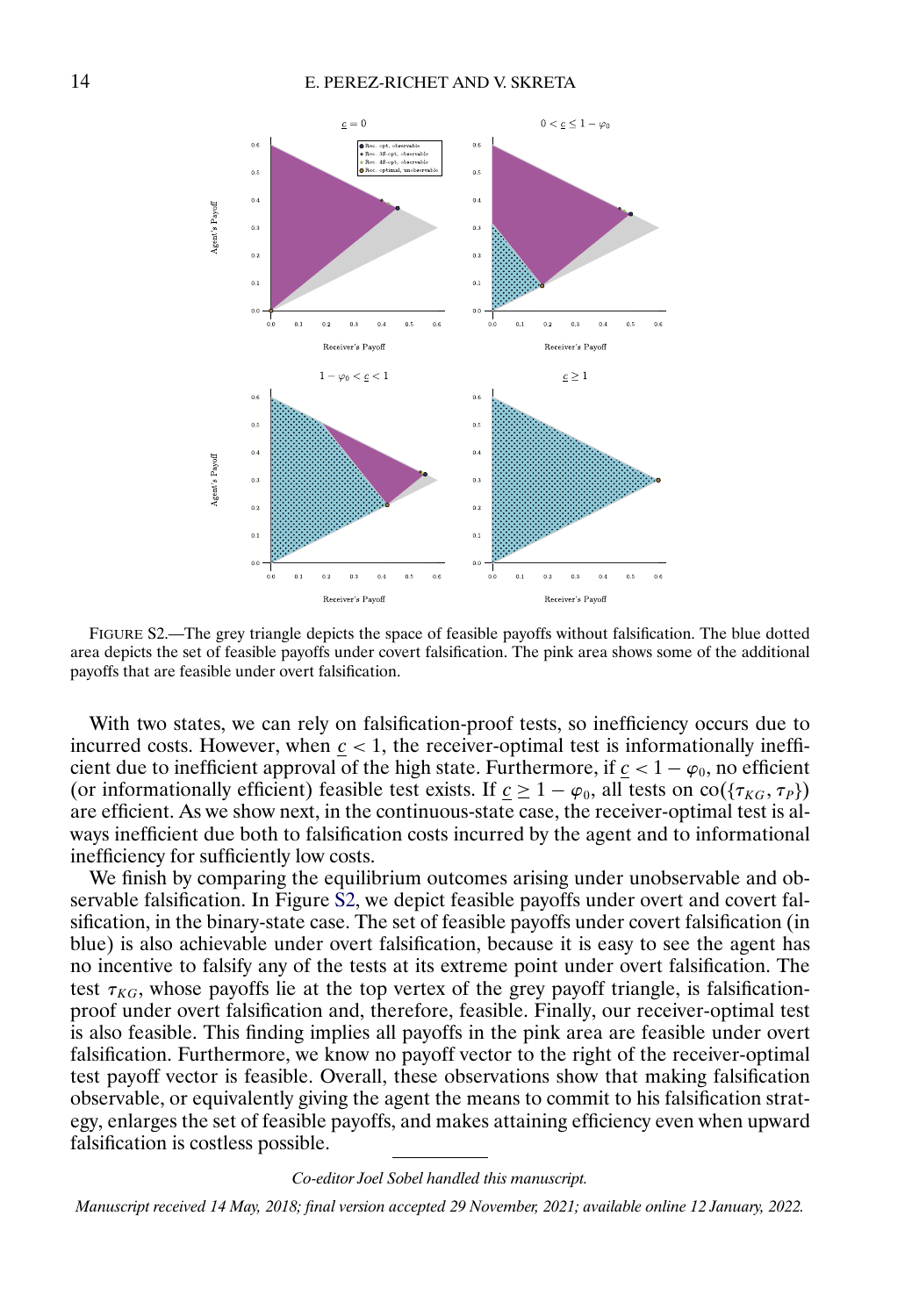$\underline{c} = 0$

Rec. opt, observable
Rec. 3E-opt, observable
Rec. 4E-opt, observable
Rec. optimal, unobservable

Agent's Payoff

Receiver's Payoff

$0 < \underline{c} \leq 1 - \varphi_0$

$1 - \varphi_0 < \underline{c} < 1$

$\underline{c} \geq 1$

FIGURE S2.—The grey triangle depicts the space of feasible payoffs without falsification. The blue dotted area depicts the set of feasible payoffs under covert falsification. The pink area shows some of the additional payoffs that are feasible under overt falsification.

With two states, we can rely on falsification-proof tests, so inefficiency occurs due to incurred costs. However, when $\underline{c} < 1$, the receiver-optimal test is informationally inefficient due to inefficient approval of the high state. Furthermore, if $\underline{c} < 1 - \varphi_0$, no efficient (or informationally efficient) feasible test exists. If $\underline{c} \geq 1 - \varphi_0$, all tests on $\text{co}(\{\tau_{KG}, \tau_P\})$ are efficient. As we show next, in the continuous-state case, the receiver-optimal test is always inefficient due both to falsification costs incurred by the agent and to informational inefficiency for sufficiently low costs.

We finish by comparing the equilibrium outcomes arising under unobservable and observable falsification. In Figure S2, we depict feasible payoffs under overt and covert falsification, in the binary-state case. The set of feasible payoffs under covert falsification (in blue) is also achievable under overt falsification, because it is easy to see the agent has no incentive to falsify any of the tests at its extreme point under overt falsification. The test $\tau_{KG}$, whose payoffs lie at the top vertex of the grey payoff triangle, is falsification-proof under overt falsification and, therefore, feasible. Finally, our receiver-optimal test is also feasible. This finding implies all payoffs in the pink area are feasible under overt falsification. Furthermore, we know no payoff vector to the right of the receiver-optimal test payoff vector is feasible. Overall, these observations show that making falsification observable, or equivalently giving the agent the means to commit to his falsification strategy, enlarges the set of feasible payoffs, and makes attaining efficiency even when upward falsification is costless possible.

*Co-editor Joel Sobel handled this manuscript.*

*Manuscript received 14 May, 2018; final version accepted 29 November, 2021; available online 12 January, 2022.*